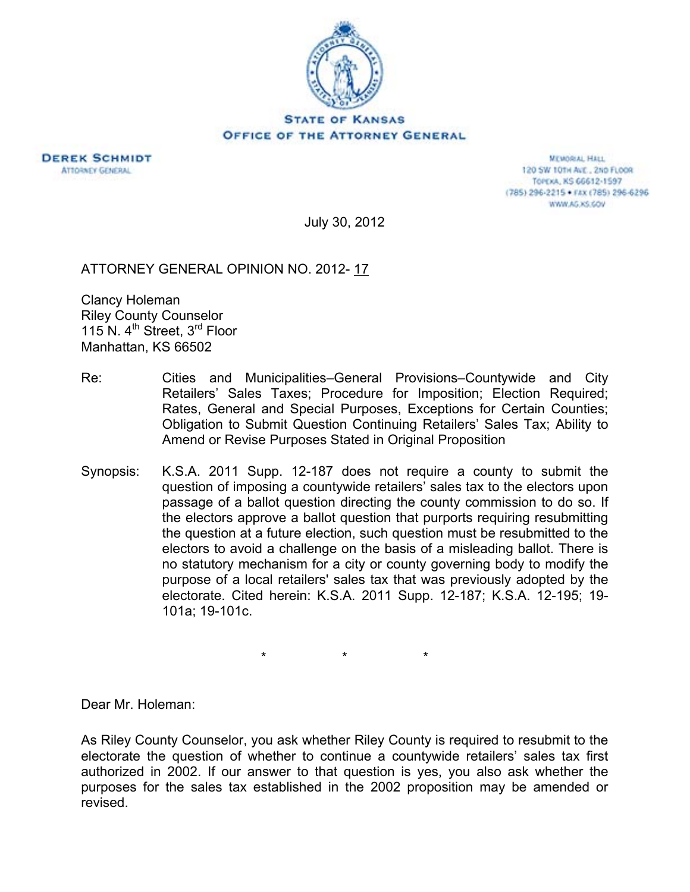**STATE OF KANSAS**
**OFFICE OF THE ATTORNEY GENERAL**

**DEREK SCHMIDT**
ATTORNEY GENERAL

MEMORIAL HALL
120 SW 10TH AVE., 2ND FLOOR
TOPEKA, KS 66612-1597
(785) 296-2215 • FAX (785) 296-6296
WWW.AG.KS.GOV

July 30, 2012

ATTORNEY GENERAL OPINION NO. 2012- 17

Clancy Holeman
Riley County Counselor
115 N. 4th Street, 3rd Floor
Manhattan, KS 66502

Re: Cities and Municipalities–General Provisions–Countywide and City Retailers' Sales Taxes; Procedure for Imposition; Election Required; Rates, General and Special Purposes, Exceptions for Certain Counties; Obligation to Submit Question Continuing Retailers' Sales Tax; Ability to Amend or Revise Purposes Stated in Original Proposition

Synopsis: K.S.A. 2011 Supp. 12-187 does not require a county to submit the question of imposing a countywide retailers' sales tax to the electors upon passage of a ballot question directing the county commission to do so. If the electors approve a ballot question that purports requiring resubmitting the question at a future election, such question must be resubmitted to the electors to avoid a challenge on the basis of a misleading ballot. There is no statutory mechanism for a city or county governing body to modify the purpose of a local retailers' sales tax that was previously adopted by the electorate. Cited herein: K.S.A. 2011 Supp. 12-187; K.S.A. 12-195; 19-101a; 19-101c.

\* \* \*

Dear Mr. Holeman:

As Riley County Counselor, you ask whether Riley County is required to resubmit to the electorate the question of whether to continue a countywide retailers' sales tax first authorized in 2002. If our answer to that question is yes, you also ask whether the purposes for the sales tax established in the 2002 proposition may be amended or revised.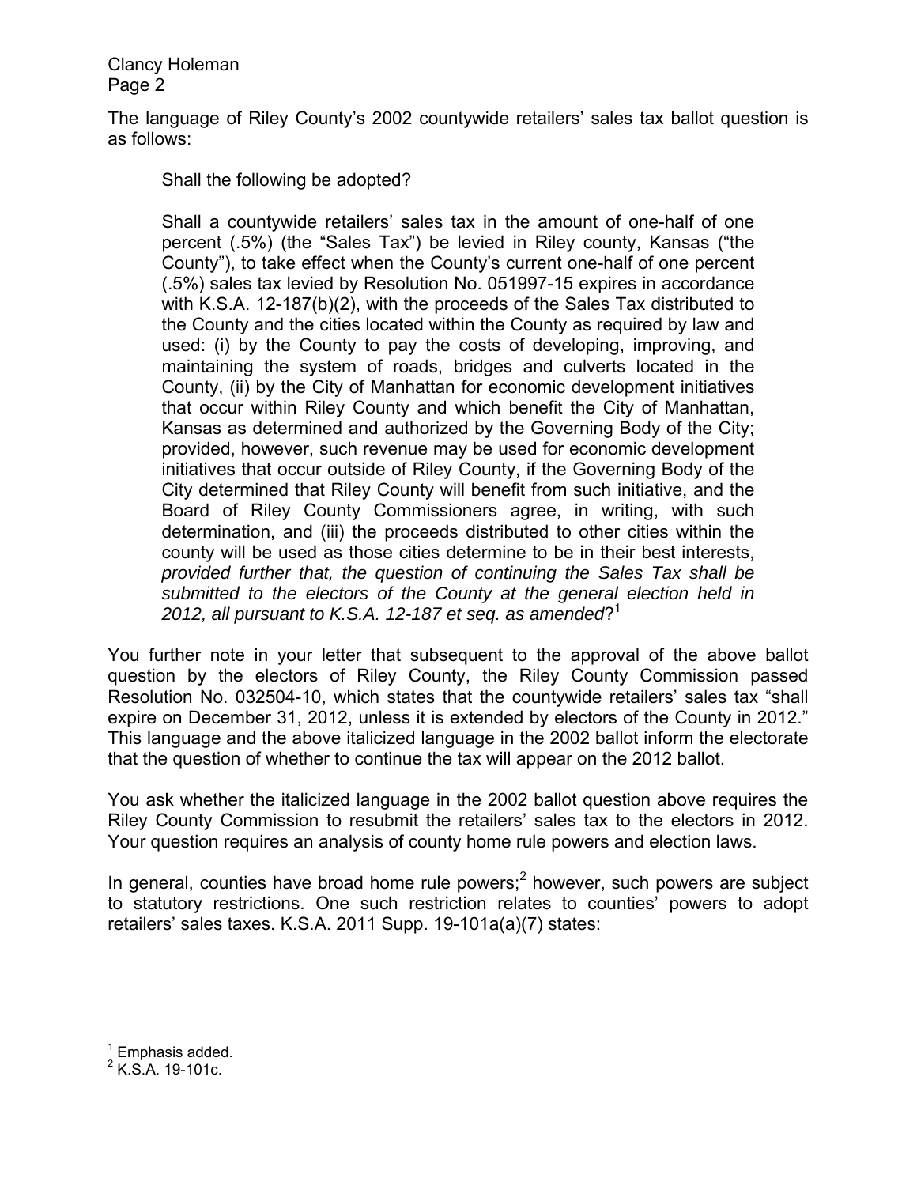The language of Riley County's 2002 countywide retailers' sales tax ballot question is as follows:

> Shall the following be adopted?
>
> Shall a countywide retailers' sales tax in the amount of one-half of one percent (.5%) (the "Sales Tax") be levied in Riley county, Kansas ("the County"), to take effect when the County's current one-half of one percent (.5%) sales tax levied by Resolution No. 051997-15 expires in accordance with K.S.A. 12-187(b)(2), with the proceeds of the Sales Tax distributed to the County and the cities located within the County as required by law and used: (i) by the County to pay the costs of developing, improving, and maintaining the system of roads, bridges and culverts located in the County, (ii) by the City of Manhattan for economic development initiatives that occur within Riley County and which benefit the City of Manhattan, Kansas as determined and authorized by the Governing Body of the City; provided, however, such revenue may be used for economic development initiatives that occur outside of Riley County, if the Governing Body of the City determined that Riley County will benefit from such initiative, and the Board of Riley County Commissioners agree, in writing, with such determination, and (iii) the proceeds distributed to other cities within the county will be used as those cities determine to be in their best interests, *provided further that, the question of continuing the Sales Tax shall be submitted to the electors of the County at the general election held in 2012, all pursuant to K.S.A. 12-187 et seq. as amended*?[1]

You further note in your letter that subsequent to the approval of the above ballot question by the electors of Riley County, the Riley County Commission passed Resolution No. 032504-10, which states that the countywide retailers' sales tax "shall expire on December 31, 2012, unless it is extended by electors of the County in 2012." This language and the above italicized language in the 2002 ballot inform the electorate that the question of whether to continue the tax will appear on the 2012 ballot.

You ask whether the italicized language in the 2002 ballot question above requires the Riley County Commission to resubmit the retailers' sales tax to the electors in 2012. Your question requires an analysis of county home rule powers and election laws.

In general, counties have broad home rule powers;[2] however, such powers are subject to statutory restrictions. One such restriction relates to counties' powers to adopt retailers' sales taxes. K.S.A. 2011 Supp. 19-101a(a)(7) states:

---

[1] Emphasis added.

[2] K.S.A. 19-101c.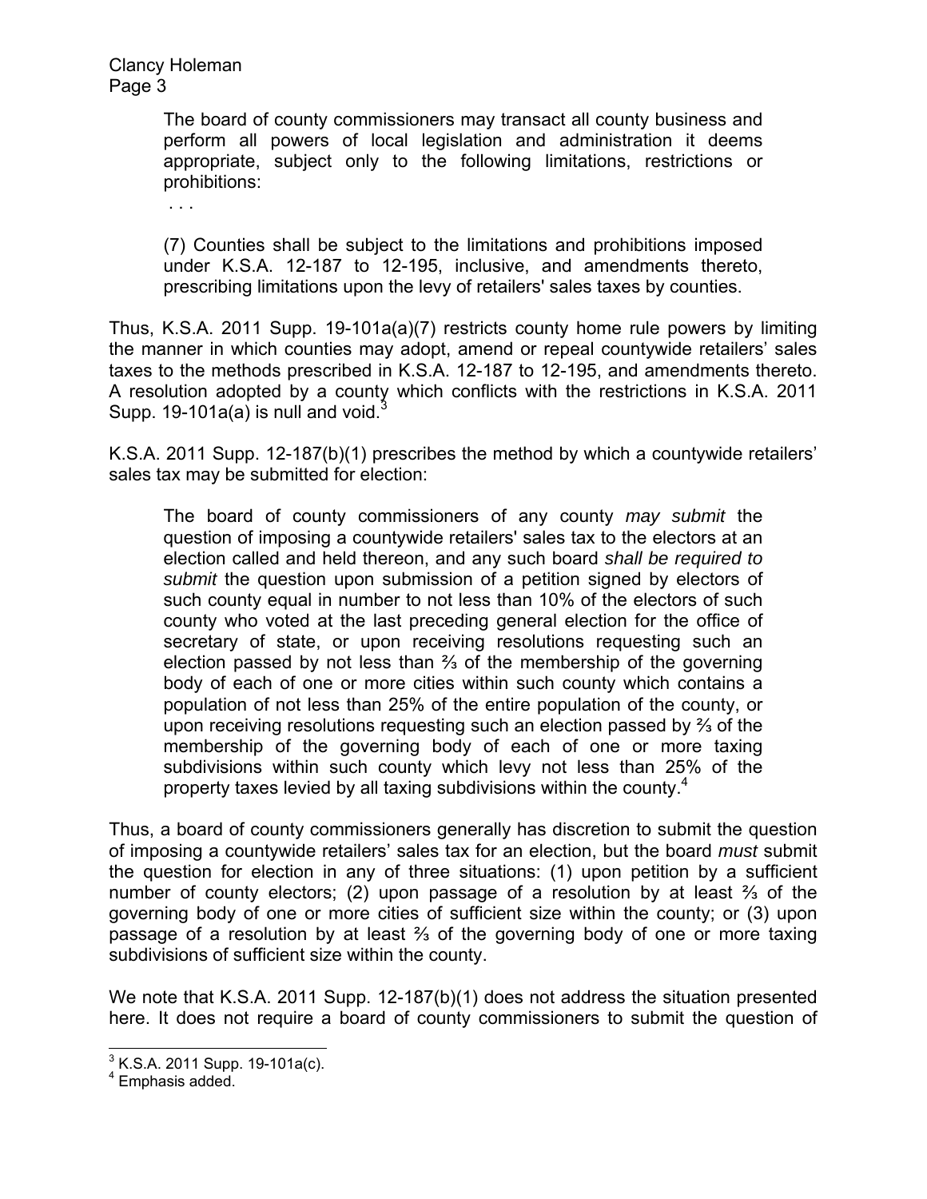> The board of county commissioners may transact all county business and perform all powers of local legislation and administration it deems appropriate, subject only to the following limitations, restrictions or prohibitions:
>
> . . .
>
> (7) Counties shall be subject to the limitations and prohibitions imposed under K.S.A. 12-187 to 12-195, inclusive, and amendments thereto, prescribing limitations upon the levy of retailers' sales taxes by counties.

Thus, K.S.A. 2011 Supp. 19-101a(a)(7) restricts county home rule powers by limiting the manner in which counties may adopt, amend or repeal countywide retailers' sales taxes to the methods prescribed in K.S.A. 12-187 to 12-195, and amendments thereto. A resolution adopted by a county which conflicts with the restrictions in K.S.A. 2011 Supp. 19-101a(a) is null and void.[3]

K.S.A. 2011 Supp. 12-187(b)(1) prescribes the method by which a countywide retailers' sales tax may be submitted for election:

> The board of county commissioners of any county *may submit* the question of imposing a countywide retailers' sales tax to the electors at an election called and held thereon, and any such board *shall be required to submit* the question upon submission of a petition signed by electors of such county equal in number to not less than 10% of the electors of such county who voted at the last preceding general election for the office of secretary of state, or upon receiving resolutions requesting such an election passed by not less than ⅔ of the membership of the governing body of each of one or more cities within such county which contains a population of not less than 25% of the entire population of the county, or upon receiving resolutions requesting such an election passed by ⅔ of the membership of the governing body of each of one or more taxing subdivisions within such county which levy not less than 25% of the property taxes levied by all taxing subdivisions within the county.[4]

Thus, a board of county commissioners generally has discretion to submit the question of imposing a countywide retailers' sales tax for an election, but the board *must* submit the question for election in any of three situations: (1) upon petition by a sufficient number of county electors; (2) upon passage of a resolution by at least ⅔ of the governing body of one or more cities of sufficient size within the county; or (3) upon passage of a resolution by at least ⅔ of the governing body of one or more taxing subdivisions of sufficient size within the county.

We note that K.S.A. 2011 Supp. 12-187(b)(1) does not address the situation presented here. It does not require a board of county commissioners to submit the question of

---

[3] K.S.A. 2011 Supp. 19-101a(c).

[4] Emphasis added.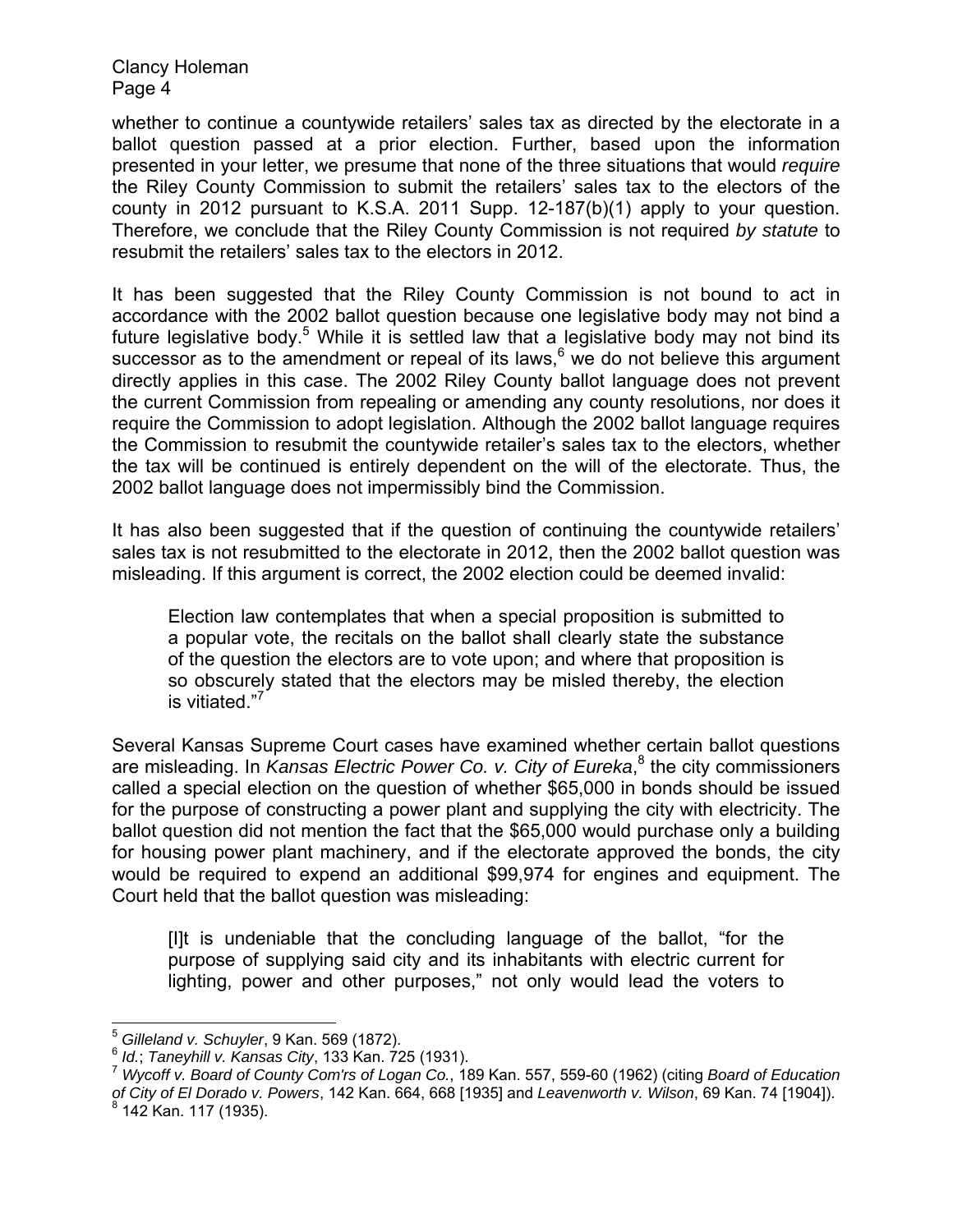whether to continue a countywide retailers' sales tax as directed by the electorate in a ballot question passed at a prior election. Further, based upon the information presented in your letter, we presume that none of the three situations that would *require* the Riley County Commission to submit the retailers' sales tax to the electors of the county in 2012 pursuant to K.S.A. 2011 Supp. 12-187(b)(1) apply to your question. Therefore, we conclude that the Riley County Commission is not required *by statute* to resubmit the retailers' sales tax to the electors in 2012.

It has been suggested that the Riley County Commission is not bound to act in accordance with the 2002 ballot question because one legislative body may not bind a future legislative body.[5] While it is settled law that a legislative body may not bind its successor as to the amendment or repeal of its laws,[6] we do not believe this argument directly applies in this case. The 2002 Riley County ballot language does not prevent the current Commission from repealing or amending any county resolutions, nor does it require the Commission to adopt legislation. Although the 2002 ballot language requires the Commission to resubmit the countywide retailer's sales tax to the electors, whether the tax will be continued is entirely dependent on the will of the electorate. Thus, the 2002 ballot language does not impermissibly bind the Commission.

It has also been suggested that if the question of continuing the countywide retailers' sales tax is not resubmitted to the electorate in 2012, then the 2002 ballot question was misleading. If this argument is correct, the 2002 election could be deemed invalid:

> Election law contemplates that when a special proposition is submitted to a popular vote, the recitals on the ballot shall clearly state the substance of the question the electors are to vote upon; and where that proposition is so obscurely stated that the electors may be misled thereby, the election is vitiated."[7]

Several Kansas Supreme Court cases have examined whether certain ballot questions are misleading. In *Kansas Electric Power Co. v. City of Eureka*,[8] the city commissioners called a special election on the question of whether $65,000 in bonds should be issued for the purpose of constructing a power plant and supplying the city with electricity. The ballot question did not mention the fact that the $65,000 would purchase only a building for housing power plant machinery, and if the electorate approved the bonds, the city would be required to expend an additional $99,974 for engines and equipment. The Court held that the ballot question was misleading:

> [I]t is undeniable that the concluding language of the ballot, "for the purpose of supplying said city and its inhabitants with electric current for lighting, power and other purposes," not only would lead the voters to

---

[5] *Gilleland v. Schuyler*, 9 Kan. 569 (1872).

[6] *Id.*; *Taneyhill v. Kansas City*, 133 Kan. 725 (1931).

[7] *Wycoff v. Board of County Com'rs of Logan Co.*, 189 Kan. 557, 559-60 (1962) (citing *Board of Education of City of El Dorado v. Powers*, 142 Kan. 664, 668 [1935] and *Leavenworth v. Wilson*, 69 Kan. 74 [1904]).

[8] 142 Kan. 117 (1935).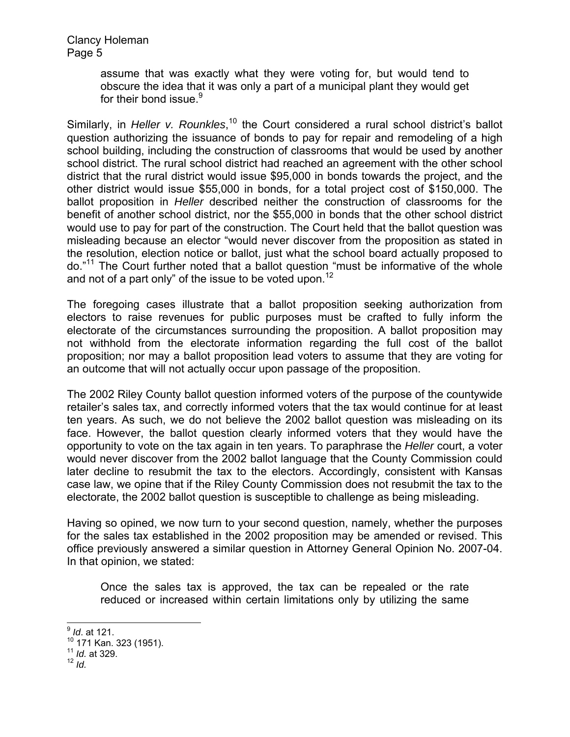> assume that was exactly what they were voting for, but would tend to obscure the idea that it was only a part of a municipal plant they would get for their bond issue.[9]

Similarly, in *Heller v. Rounkles*,[10] the Court considered a rural school district's ballot question authorizing the issuance of bonds to pay for repair and remodeling of a high school building, including the construction of classrooms that would be used by another school district. The rural school district had reached an agreement with the other school district that the rural district would issue $95,000 in bonds towards the project, and the other district would issue $55,000 in bonds, for a total project cost of $150,000. The ballot proposition in *Heller* described neither the construction of classrooms for the benefit of another school district, nor the $55,000 in bonds that the other school district would use to pay for part of the construction. The Court held that the ballot question was misleading because an elector "would never discover from the proposition as stated in the resolution, election notice or ballot, just what the school board actually proposed to do."[11] The Court further noted that a ballot question "must be informative of the whole and not of a part only" of the issue to be voted upon.[12]

The foregoing cases illustrate that a ballot proposition seeking authorization from electors to raise revenues for public purposes must be crafted to fully inform the electorate of the circumstances surrounding the proposition. A ballot proposition may not withhold from the electorate information regarding the full cost of the ballot proposition; nor may a ballot proposition lead voters to assume that they are voting for an outcome that will not actually occur upon passage of the proposition.

The 2002 Riley County ballot question informed voters of the purpose of the countywide retailer's sales tax, and correctly informed voters that the tax would continue for at least ten years. As such, we do not believe the 2002 ballot question was misleading on its face. However, the ballot question clearly informed voters that they would have the opportunity to vote on the tax again in ten years. To paraphrase the *Heller* court, a voter would never discover from the 2002 ballot language that the County Commission could later decline to resubmit the tax to the electors. Accordingly, consistent with Kansas case law, we opine that if the Riley County Commission does not resubmit the tax to the electorate, the 2002 ballot question is susceptible to challenge as being misleading.

Having so opined, we now turn to your second question, namely, whether the purposes for the sales tax established in the 2002 proposition may be amended or revised. This office previously answered a similar question in Attorney General Opinion No. 2007-04. In that opinion, we stated:

> Once the sales tax is approved, the tax can be repealed or the rate reduced or increased within certain limitations only by utilizing the same

---

[9] *Id*. at 121.

[10] 171 Kan. 323 (1951).

[11] *Id.* at 329.

[12] *Id.*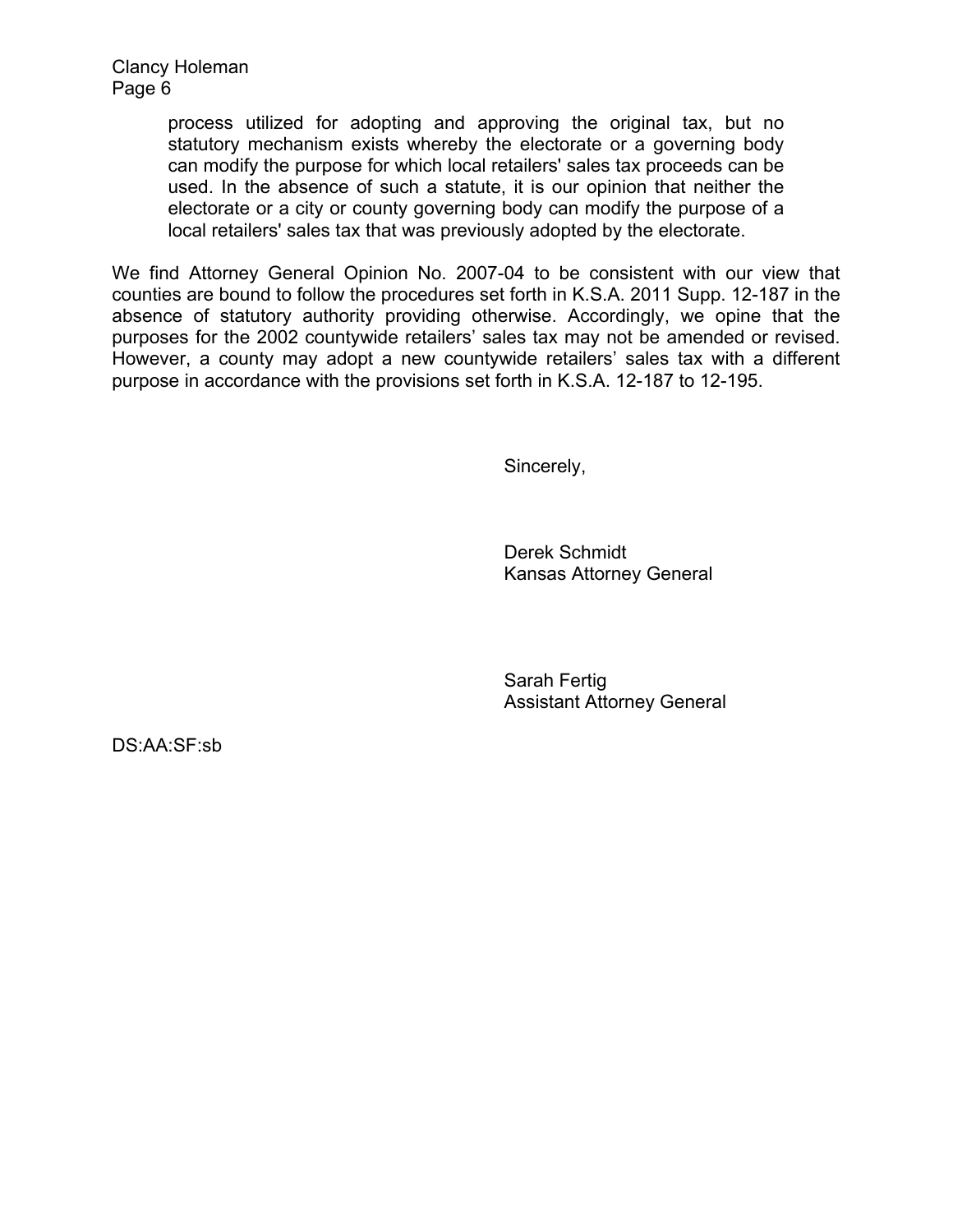> process utilized for adopting and approving the original tax, but no statutory mechanism exists whereby the electorate or a governing body can modify the purpose for which local retailers' sales tax proceeds can be used. In the absence of such a statute, it is our opinion that neither the electorate or a city or county governing body can modify the purpose of a local retailers' sales tax that was previously adopted by the electorate.

We find Attorney General Opinion No. 2007-04 to be consistent with our view that counties are bound to follow the procedures set forth in K.S.A. 2011 Supp. 12-187 in the absence of statutory authority providing otherwise. Accordingly, we opine that the purposes for the 2002 countywide retailers' sales tax may not be amended or revised. However, a county may adopt a new countywide retailers' sales tax with a different purpose in accordance with the provisions set forth in K.S.A. 12-187 to 12-195.

Sincerely,

Derek Schmidt
Kansas Attorney General

Sarah Fertig
Assistant Attorney General

DS:AA:SF:sb